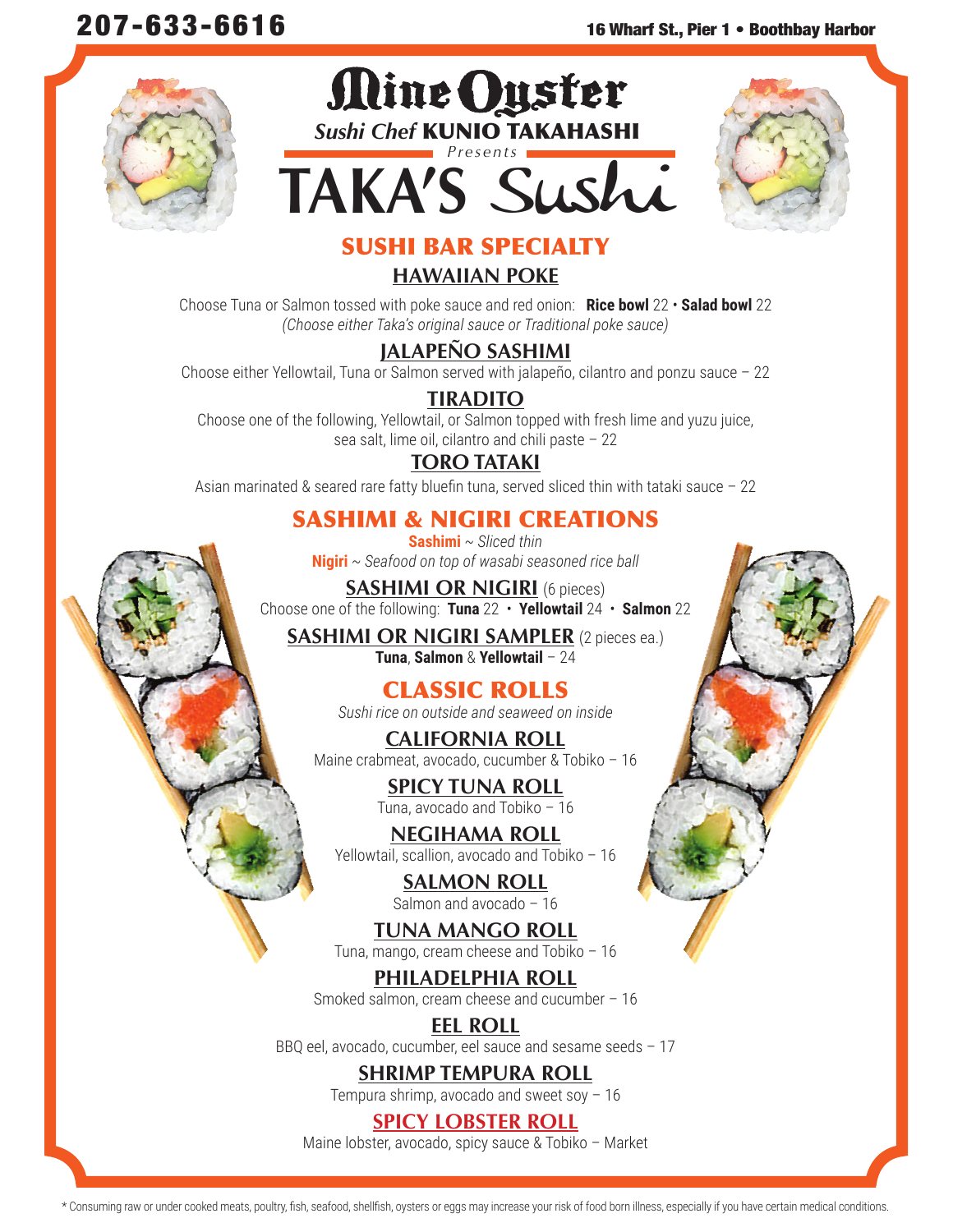207-633-6616 — 16 Wharf St., Pier 1 • Boothbay Harbor

# Mine Oyster

*Sushi Chef* **KUNIO TAKAHASHI**

*Presents*

# TAKA'S Sushi

## SUSHI BAR SPECIALTY

### HAWAIIAN POKE

Choose Tuna or Salmon tossed with poke sauce and red onion: **Rice bowl** 22 • **Salad bowl** 22
*(Choose either Taka's original sauce or Traditional poke sauce)*

### JALAPEÑO SASHIMI

Choose either Yellowtail, Tuna or Salmon served with jalapeño, cilantro and ponzu sauce – 22

### TIRADITO

Choose one of the following, Yellowtail, or Salmon topped with fresh lime and yuzu juice, sea salt, lime oil, cilantro and chili paste – 22

### TORO TATAKI

Asian marinated & seared rare fatty bluefin tuna, served sliced thin with tataki sauce – 22

## SASHIMI & NIGIRI CREATIONS

**Sashimi** ~ *Sliced thin*
**Nigiri** ~ *Seafood on top of wasabi seasoned rice ball*

### SASHIMI OR NIGIRI (6 pieces)

Choose one of the following: **Tuna** 22 • **Yellowtail** 24 • **Salmon** 22

### SASHIMI OR NIGIRI SAMPLER (2 pieces ea.)

**Tuna**, **Salmon** & **Yellowtail** – 24

## CLASSIC ROLLS

*Sushi rice on outside and seaweed on inside*

### CALIFORNIA ROLL

Maine crabmeat, avocado, cucumber & Tobiko – 16

### SPICY TUNA ROLL

Tuna, avocado and Tobiko – 16

### NEGIHAMA ROLL

Yellowtail, scallion, avocado and Tobiko – 16

### SALMON ROLL

Salmon and avocado – 16

### TUNA MANGO ROLL

Tuna, mango, cream cheese and Tobiko – 16

### PHILADELPHIA ROLL

Smoked salmon, cream cheese and cucumber – 16

### EEL ROLL

BBQ eel, avocado, cucumber, eel sauce and sesame seeds – 17

### SHRIMP TEMPURA ROLL

Tempura shrimp, avocado and sweet soy – 16

### SPICY LOBSTER ROLL

Maine lobster, avocado, spicy sauce & Tobiko – Market

* Consuming raw or under cooked meats, poultry, fish, seafood, shellfish, oysters or eggs may increase your risk of food born illness, especially if you have certain medical conditions.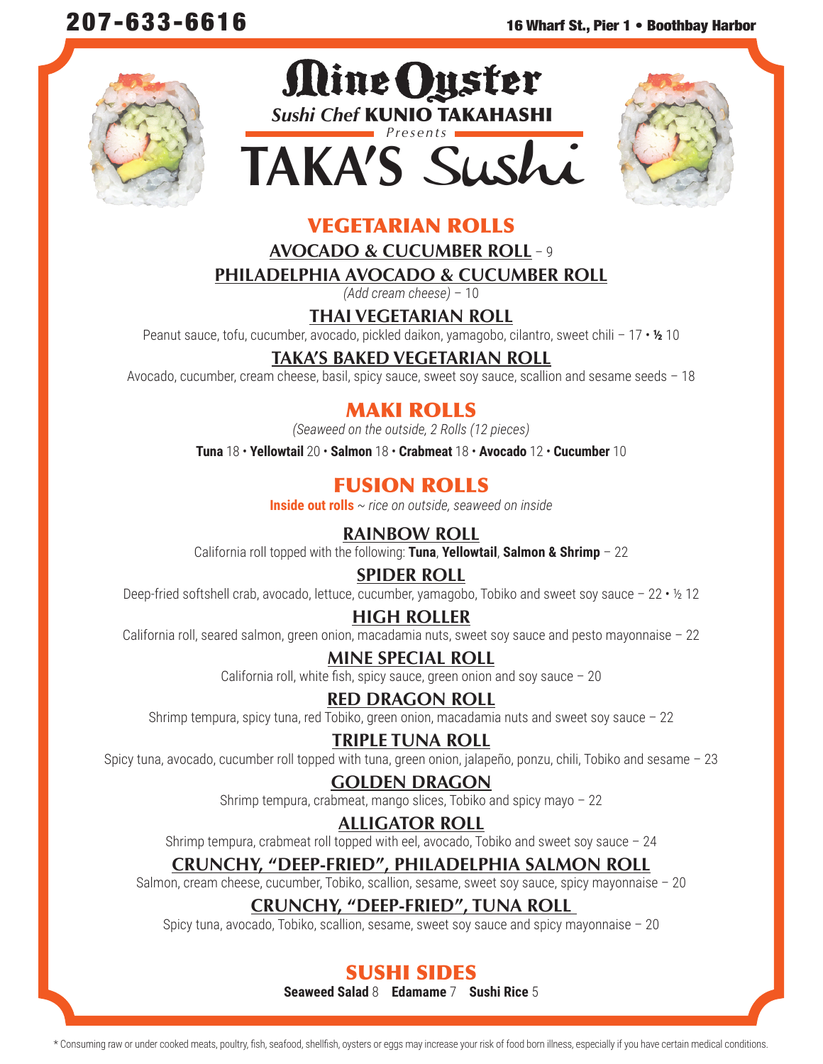207-633-6616

16 Wharf St., Pier 1 • Boothbay Harbor

# Mine Oyster

*Sushi Chef* **KUNIO TAKAHASHI**

*Presents*

# TAKA'S Sushi

## VEGETARIAN ROLLS

### AVOCADO & CUCUMBER ROLL – 9

### PHILADELPHIA AVOCADO & CUCUMBER ROLL

*(Add cream cheese)* – 10

### THAI VEGETARIAN ROLL

Peanut sauce, tofu, cucumber, avocado, pickled daikon, yamagobo, cilantro, sweet chili – 17 • **½** 10

### TAKA'S BAKED VEGETARIAN ROLL

Avocado, cucumber, cream cheese, basil, spicy sauce, sweet soy sauce, scallion and sesame seeds – 18

## MAKI ROLLS

*(Seaweed on the outside, 2 Rolls (12 pieces)*

**Tuna** 18 • **Yellowtail** 20 • **Salmon** 18 • **Crabmeat** 18 • **Avocado** 12 • **Cucumber** 10

## FUSION ROLLS

**Inside out rolls** ~ *rice on outside, seaweed on inside*

### RAINBOW ROLL

California roll topped with the following: **Tuna**, **Yellowtail**, **Salmon & Shrimp** – 22

### SPIDER ROLL

Deep-fried softshell crab, avocado, lettuce, cucumber, yamagobo, Tobiko and sweet soy sauce – 22 • ½ 12

### HIGH ROLLER

California roll, seared salmon, green onion, macadamia nuts, sweet soy sauce and pesto mayonnaise – 22

### MINE SPECIAL ROLL

California roll, white fish, spicy sauce, green onion and soy sauce – 20

### RED DRAGON ROLL

Shrimp tempura, spicy tuna, red Tobiko, green onion, macadamia nuts and sweet soy sauce – 22

### TRIPLE TUNA ROLL

Spicy tuna, avocado, cucumber roll topped with tuna, green onion, jalapeño, ponzu, chili, Tobiko and sesame – 23

### GOLDEN DRAGON

Shrimp tempura, crabmeat, mango slices, Tobiko and spicy mayo – 22

### ALLIGATOR ROLL

Shrimp tempura, crabmeat roll topped with eel, avocado, Tobiko and sweet soy sauce – 24

### CRUNCHY, "DEEP-FRIED", PHILADELPHIA SALMON ROLL

Salmon, cream cheese, cucumber, Tobiko, scallion, sesame, sweet soy sauce, spicy mayonnaise – 20

### CRUNCHY, "DEEP-FRIED", TUNA ROLL

Spicy tuna, avocado, Tobiko, scallion, sesame, sweet soy sauce and spicy mayonnaise – 20

## SUSHI SIDES

**Seaweed Salad** 8 **Edamame** 7 **Sushi Rice** 5

\* Consuming raw or under cooked meats, poultry, fish, seafood, shellfish, oysters or eggs may increase your risk of food born illness, especially if you have certain medical conditions.